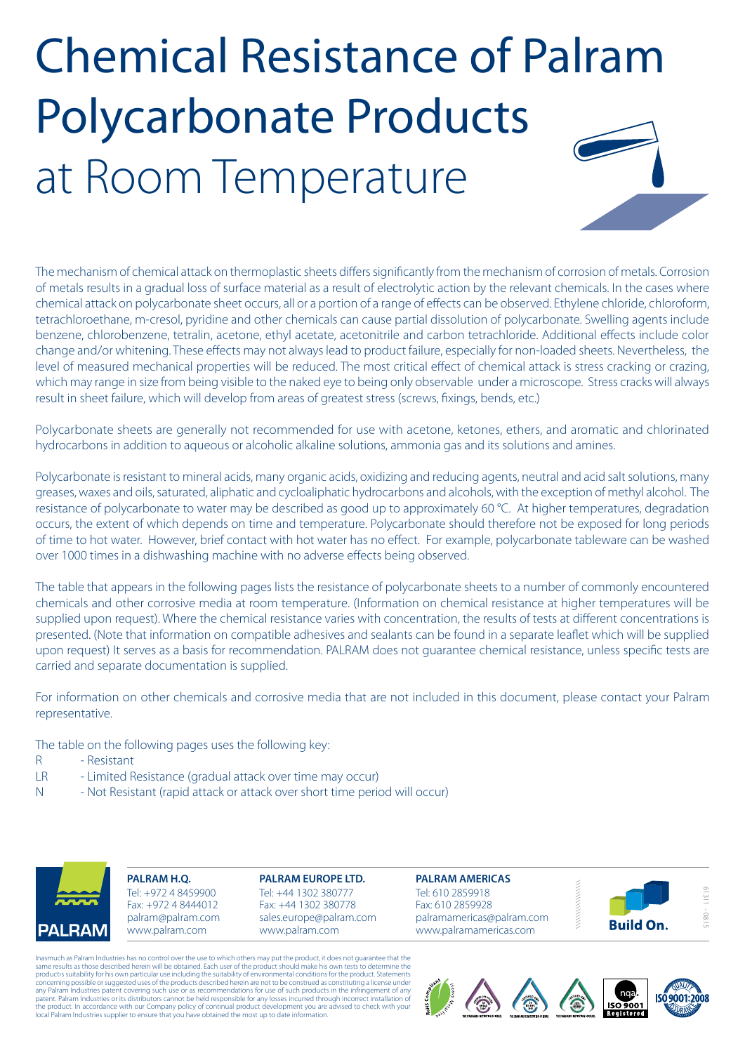# Chemical Resistance of Palram Polycarbonate Products at Room Temperature

The mechanism of chemical attack on thermoplastic sheets differs significantly from the mechanism of corrosion of metals. Corrosion of metals results in a gradual loss of surface material as a result of electrolytic action by the relevant chemicals. In the cases where chemical attack on polycarbonate sheet occurs, all or a portion of a range of effects can be observed. Ethylene chloride, chloroform, tetrachloroethane, m-cresol, pyridine and other chemicals can cause partial dissolution of polycarbonate. Swelling agents include benzene, chlorobenzene, tetralin, acetone, ethyl acetate, acetonitrile and carbon tetrachloride. Additional effects include color change and/or whitening. These effects may not always lead to product failure, especially for non-loaded sheets. Nevertheless, the level of measured mechanical properties will be reduced. The most critical effect of chemical attack is stress cracking or crazing, which may range in size from being visible to the naked eye to being only observable under a microscope. Stress cracks will always result in sheet failure, which will develop from areas of greatest stress (screws, fixings, bends, etc.)

Polycarbonate sheets are generally not recommended for use with acetone, ketones, ethers, and aromatic and chlorinated hydrocarbons in addition to aqueous or alcoholic alkaline solutions, ammonia gas and its solutions and amines.

Polycarbonate is resistant to mineral acids, many organic acids, oxidizing and reducing agents, neutral and acid salt solutions, many greases, waxes and oils, saturated, aliphatic and cycloaliphatic hydrocarbons and alcohols, with the exception of methyl alcohol. The resistance of polycarbonate to water may be described as good up to approximately 60 °C. At higher temperatures, degradation occurs, the extent of which depends on time and temperature. Polycarbonate should therefore not be exposed for long periods of time to hot water. However, brief contact with hot water has no effect. For example, polycarbonate tableware can be washed over 1000 times in a dishwashing machine with no adverse effects being observed.

The table that appears in the following pages lists the resistance of polycarbonate sheets to a number of commonly encountered chemicals and other corrosive media at room temperature. (Information on chemical resistance at higher temperatures will be supplied upon request). Where the chemical resistance varies with concentration, the results of tests at different concentrations is presented. (Note that information on compatible adhesives and sealants can be found in a separate leaflet which will be supplied upon request) It serves as a basis for recommendation. PALRAM does not guarantee chemical resistance, unless specific tests are carried and separate documentation is supplied.

For information on other chemicals and corrosive media that are not included in this document, please contact your Palram representative.

The table on the following pages uses the following key:

- R - Resistant
- LR - Limited Resistance (gradual attack over time may occur)
- N - Not Resistant (rapid attack or attack over short time period will occur)

**PALRAM H.Q.**
Tel: +972 4 8459900
Fax: +972 4 8444012
palram@palram.com
www.palram.com

**PALRAM EUROPE LTD.**
Tel: +44 1302 380777
Fax: +44 1302 380778
sales.europe@palram.com
www.palram.com

**PALRAM AMERICAS**
Tel: 610 2859918
Fax: 610 2859928
palramamericas@palram.com
www.palramamericas.com

Build On.

Inasmuch as Palram Industries has no control over the use to which others may put the product, it does not guarantee that the same results as those described herein will be obtained. Each user of the product should make his own tests to determine the product's suitability for his own particular use including the suitability of environmental conditions for the product. Statements concerning possible or suggested uses of the products described herein are not to be construed as constituting a license under any Palram Industries patent covering such use or as recommendations for use of such products in the infringement of any patent. Palram Industries or its distributors cannot be held responsible for any losses incurred through incorrect installation of the product. In accordance with our Company policy of continual product development you are advised to check with your local Palram Industries supplier to ensure that you have obtained the most up to date information.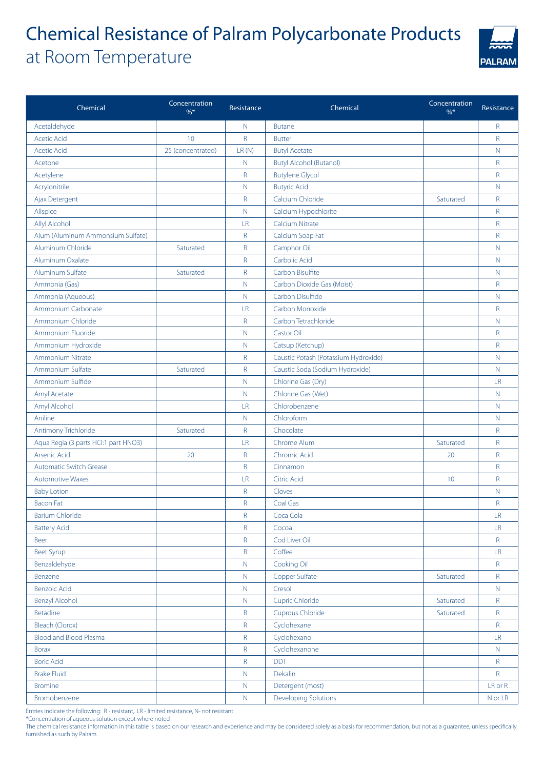# Chemical Resistance of Palram Polycarbonate Products

## at Room Temperature

| Chemical | Concentration %* | Resistance | Chemical | Concentration %* | Resistance |
|---|---|---|---|---|---|
| Acetaldehyde | | N | Butane | | R |
| Acetic Acid | 10 | R | Butter | | R |
| Acetic Acid | 25 (concentrated) | LR (N) | Butyl Acetate | | N |
| Acetone | | N | Butyl Alcohol (Butanol) | | R |
| Acetylene | | R | Butylene Glycol | | R |
| Acrylonitrile | | N | Butyric Acid | | N |
| Ajax Detergent | | R | Calcium Chloride | Saturated | R |
| Allspice | | N | Calcium Hypochlorite | | R |
| Allyl Alcohol | | LR | Calcium Nitrate | | R |
| Alum (Aluminum Ammonsium Sulfate) | | R | Calcium Soap Fat | | R |
| Aluminum Chloride | Saturated | R | Camphor Oil | | N |
| Aluminum Oxalate | | R | Carbolic Acid | | N |
| Aluminum Sulfate | Saturated | R | Carbon Bisulfite | | N |
| Ammonia (Gas) | | N | Carbon Dioxide Gas (Moist) | | R |
| Ammonia (Aqueous) | | N | Carbon Disulfide | | N |
| Ammonium Carbonate | | LR | Carbon Monoxide | | R |
| Ammonium Chloride | | R | Carbon Tetrachloride | | N |
| Ammonium Fluoride | | N | Castor Oil | | R |
| Ammonium Hydroxide | | N | Catsup (Ketchup) | | R |
| Ammonium Nitrate | | R | Caustic Potash (Potassium Hydroxide) | | N |
| Ammonium Sulfate | Saturated | R | Caustic Soda (Sodium Hydroxide) | | N |
| Ammonium Sulfide | | N | Chlorine Gas (Dry) | | LR |
| Amyl Acetate | | N | Chlorine Gas (Wet) | | N |
| Amyl Alcohol | | LR | Chlorobenzene | | N |
| Aniline | | N | Chloroform | | N |
| Antimony Trichloride | Saturated | R | Chocolate | | R |
| Aqua Regia (3 parts HCl:1 part HNO3) | | LR | Chrome Alum | Saturated | R |
| Arsenic Acid | 20 | R | Chromic Acid | 20 | R |
| Automatic Switch Grease | | R | Cinnamon | | R |
| Automotive Waxes | | LR | Citric Acid | 10 | R |
| Baby Lotion | | R | Cloves | | N |
| Bacon Fat | | R | Coal Gas | | R |
| Barium Chloride | | R | Coca Cola | | LR |
| Battery Acid | | R | Cocoa | | LR |
| Beer | | R | Cod Liver Oil | | R |
| Beet Syrup | | R | Coffee | | LR |
| Benzaldehyde | | N | Cooking Oil | | R |
| Benzene | | N | Copper Sulfate | Saturated | R |
| Benzoic Acid | | N | Cresol | | N |
| Benzyl Alcohol | | N | Cupric Chloride | Saturated | R |
| Betadine | | R | Cuprous Chloride | Saturated | R |
| Bleach (Clorox) | | R | Cyclohexane | | R |
| Blood and Blood Plasma | | R | Cyclohexanol | | LR |
| Borax | | R | Cyclohexanone | | N |
| Boric Acid | | R | DDT | | R |
| Brake Fluid | | N | Dekalin | | R |
| Bromine | | N | Detergent (most) | | LR or R |
| Bromobenzene | | N | Developing Solutions | | N or LR |

Entries indicate the following: R - resistant,. LR - limited resistance, N- not resistant

*Concentration of aqueous solution except where noted

The chemical resistance information in this table is based on our research and experience and may be considered solely as a basis for recommendation, but not as a guarantee, unless specifically furnished as such by Palram.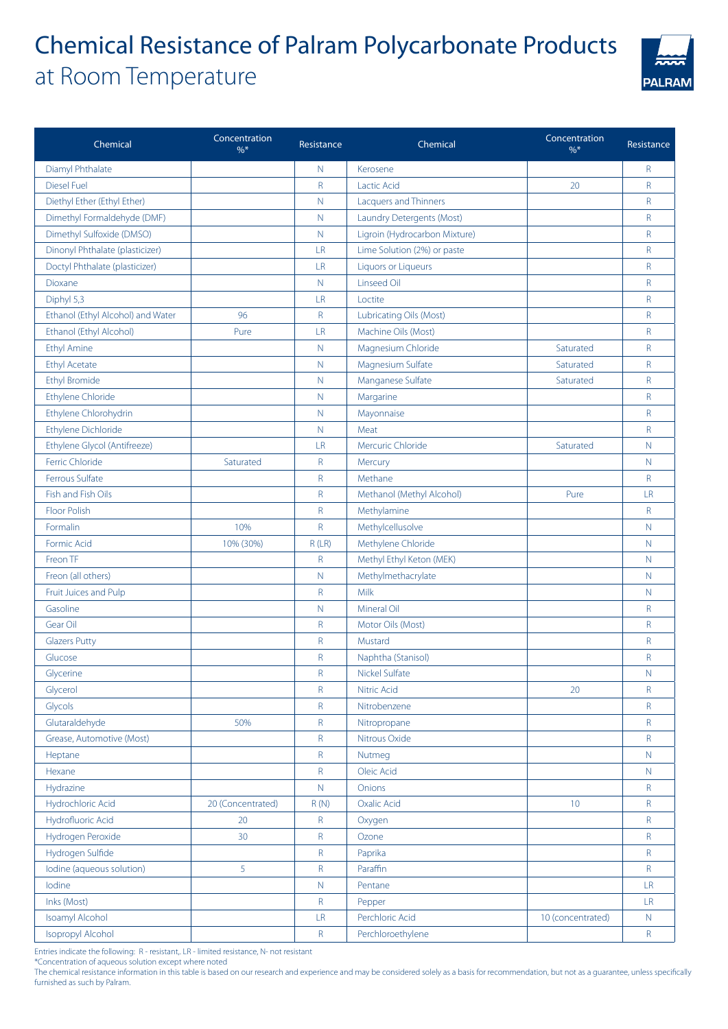# Chemical Resistance of Palram Polycarbonate Products
## at Room Temperature

| Chemical | Concentration %* | Resistance | Chemical | Concentration %* | Resistance |
|---|---|---|---|---|---|
| Diamyl Phthalate | | N | Kerosene | | R |
| Diesel Fuel | | R | Lactic Acid | 20 | R |
| Diethyl Ether (Ethyl Ether) | | N | Lacquers and Thinners | | R |
| Dimethyl Formaldehyde (DMF) | | N | Laundry Detergents (Most) | | R |
| Dimethyl Sulfoxide (DMSO) | | N | Ligroin (Hydrocarbon Mixture) | | R |
| Dinonyl Phthalate (plasticizer) | | LR | Lime Solution (2%) or paste | | R |
| Doctyl Phthalate (plasticizer) | | LR | Liquors or Liqueurs | | R |
| Dioxane | | N | Linseed Oil | | R |
| Diphyl 5,3 | | LR | Loctite | | R |
| Ethanol (Ethyl Alcohol) and Water | 96 | R | Lubricating Oils (Most) | | R |
| Ethanol (Ethyl Alcohol) | Pure | LR | Machine Oils (Most) | | R |
| Ethyl Amine | | N | Magnesium Chloride | Saturated | R |
| Ethyl Acetate | | N | Magnesium Sulfate | Saturated | R |
| Ethyl Bromide | | N | Manganese Sulfate | Saturated | R |
| Ethylene Chloride | | N | Margarine | | R |
| Ethylene Chlorohydrin | | N | Mayonnaise | | R |
| Ethylene Dichloride | | N | Meat | | R |
| Ethylene Glycol (Antifreeze) | | LR | Mercuric Chloride | Saturated | N |
| Ferric Chloride | Saturated | R | Mercury | | N |
| Ferrous Sulfate | | R | Methane | | R |
| Fish and Fish Oils | | R | Methanol (Methyl Alcohol) | Pure | LR |
| Floor Polish | | R | Methylamine | | R |
| Formalin | 10% | R | Methylcellusolve | | N |
| Formic Acid | 10% (30%) | R (LR) | Methylene Chloride | | N |
| Freon TF | | R | Methyl Ethyl Keton (MEK) | | N |
| Freon (all others) | | N | Methylmethacrylate | | N |
| Fruit Juices and Pulp | | R | Milk | | N |
| Gasoline | | N | Mineral Oil | | R |
| Gear Oil | | R | Motor Oils (Most) | | R |
| Glazers Putty | | R | Mustard | | R |
| Glucose | | R | Naphtha (Stanisol) | | R |
| Glycerine | | R | Nickel Sulfate | | N |
| Glycerol | | R | Nitric Acid | 20 | R |
| Glycols | | R | Nitrobenzene | | R |
| Glutaraldehyde | 50% | R | Nitropropane | | R |
| Grease, Automotive (Most) | | R | Nitrous Oxide | | R |
| Heptane | | R | Nutmeg | | N |
| Hexane | | R | Oleic Acid | | N |
| Hydrazine | | N | Onions | | R |
| Hydrochloric Acid | 20 (Concentrated) | R (N) | Oxalic Acid | 10 | R |
| Hydrofluoric Acid | 20 | R | Oxygen | | R |
| Hydrogen Peroxide | 30 | R | Ozone | | R |
| Hydrogen Sulfide | | R | Paprika | | R |
| Iodine (aqueous solution) | 5 | R | Paraffin | | R |
| Iodine | | N | Pentane | | LR |
| Inks (Most) | | R | Pepper | | LR |
| Isoamyl Alcohol | | LR | Perchloric Acid | 10 (concentrated) | N |
| Isopropyl Alcohol | | R | Perchloroethylene | | R |

Entries indicate the following: R - resistant,. LR - limited resistance, N- not resistant

*Concentration of aqueous solution except where noted

The chemical resistance information in this table is based on our research and experience and may be considered solely as a basis for recommendation, but not as a guarantee, unless specifically furnished as such by Palram.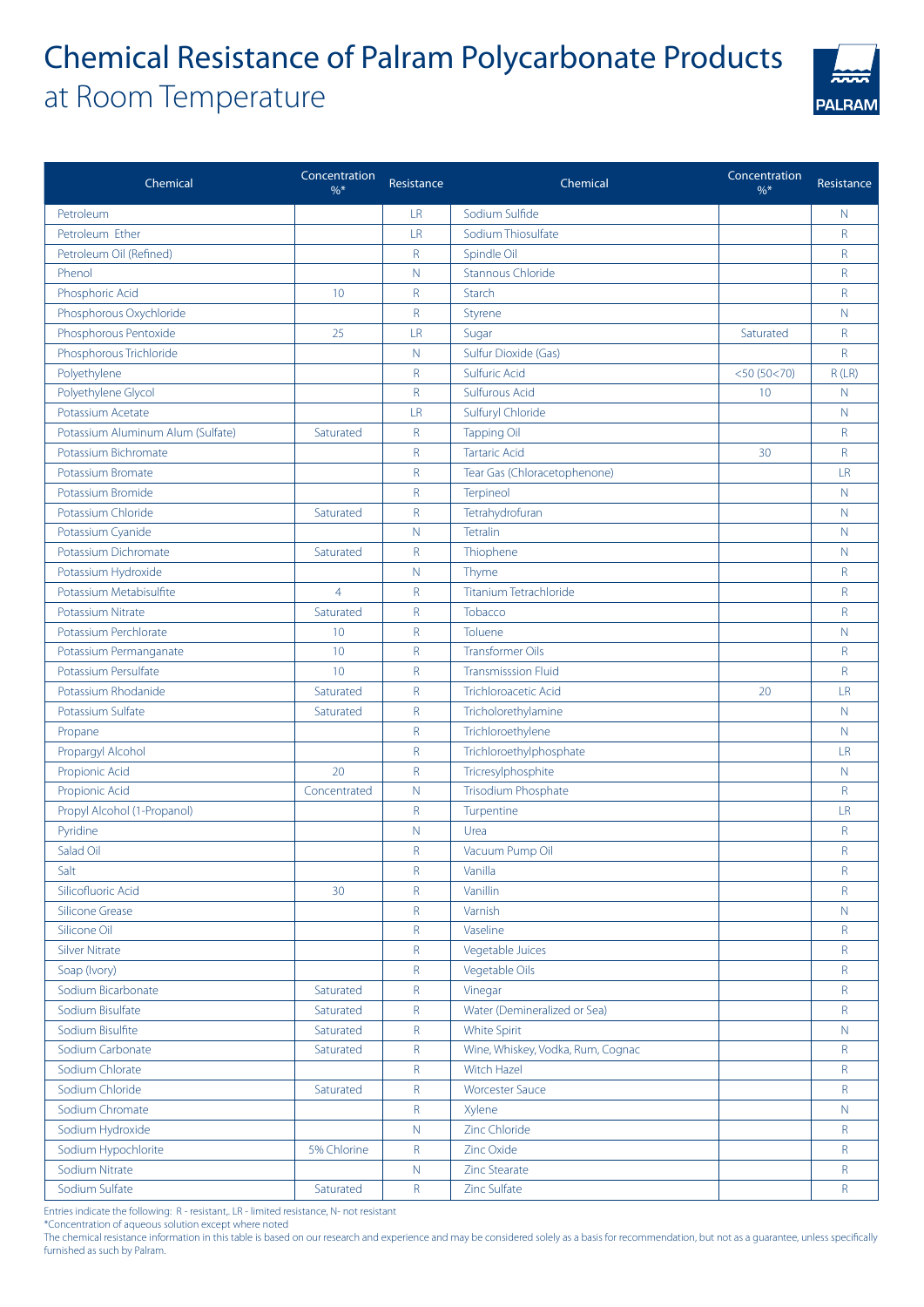# Chemical Resistance of Palram Polycarbonate Products
## at Room Temperature

| Chemical | Concentration %* | Resistance | Chemical | Concentration %* | Resistance |
|---|---|---|---|---|---|
| Petroleum | | LR | Sodium Sulfide | | N |
| Petroleum Ether | | LR | Sodium Thiosulfate | | R |
| Petroleum Oil (Refined) | | R | Spindle Oil | | R |
| Phenol | | N | Stannous Chloride | | R |
| Phosphoric Acid | 10 | R | Starch | | R |
| Phosphorous Oxychloride | | R | Styrene | | N |
| Phosphorous Pentoxide | 25 | LR | Sugar | Saturated | R |
| Phosphorous Trichloride | | N | Sulfur Dioxide (Gas) | | R |
| Polyethylene | | R | Sulfuric Acid | <50 (50<70) | R (LR) |
| Polyethylene Glycol | | R | Sulfurous Acid | 10 | N |
| Potassium Acetate | | LR | Sulfuryl Chloride | | N |
| Potassium Aluminum Alum (Sulfate) | Saturated | R | Tapping Oil | | R |
| Potassium Bichromate | | R | Tartaric Acid | 30 | R |
| Potassium Bromate | | R | Tear Gas (Chloracetophenone) | | LR |
| Potassium Bromide | | R | Terpineol | | N |
| Potassium Chloride | Saturated | R | Tetrahydrofuran | | N |
| Potassium Cyanide | | N | Tetralin | | N |
| Potassium Dichromate | Saturated | R | Thiophene | | N |
| Potassium Hydroxide | | N | Thyme | | R |
| Potassium Metabisulfite | 4 | R | Titanium Tetrachloride | | R |
| Potassium Nitrate | Saturated | R | Tobacco | | R |
| Potassium Perchlorate | 10 | R | Toluene | | N |
| Potassium Permanganate | 10 | R | Transformer Oils | | R |
| Potassium Persulfate | 10 | R | Transmisssion Fluid | | R |
| Potassium Rhodanide | Saturated | R | Trichloroacetic Acid | 20 | LR |
| Potassium Sulfate | Saturated | R | Tricholorethylamine | | N |
| Propane | | R | Trichloroethylene | | N |
| Propargyl Alcohol | | R | Trichloroethylphosphate | | LR |
| Propionic Acid | 20 | R | Tricresylphosphite | | N |
| Propionic Acid | Concentrated | N | Trisodium Phosphate | | R |
| Propyl Alcohol (1-Propanol) | | R | Turpentine | | LR |
| Pyridine | | N | Urea | | R |
| Salad Oil | | R | Vacuum Pump Oil | | R |
| Salt | | R | Vanilla | | R |
| Silicofluoric Acid | 30 | R | Vanillin | | R |
| Silicone Grease | | R | Varnish | | N |
| Silicone Oil | | R | Vaseline | | R |
| Silver Nitrate | | R | Vegetable Juices | | R |
| Soap (Ivory) | | R | Vegetable Oils | | R |
| Sodium Bicarbonate | Saturated | R | Vinegar | | R |
| Sodium Bisulfate | Saturated | R | Water (Demineralized or Sea) | | R |
| Sodium Bisulfite | Saturated | R | White Spirit | | N |
| Sodium Carbonate | Saturated | R | Wine, Whiskey, Vodka, Rum, Cognac | | R |
| Sodium Chlorate | | R | Witch Hazel | | R |
| Sodium Chloride | Saturated | R | Worcester Sauce | | R |
| Sodium Chromate | | R | Xylene | | N |
| Sodium Hydroxide | | N | Zinc Chloride | | R |
| Sodium Hypochlorite | 5% Chlorine | R | Zinc Oxide | | R |
| Sodium Nitrate | | N | Zinc Stearate | | R |
| Sodium Sulfate | Saturated | R | Zinc Sulfate | | R |

Entries indicate the following: R - resistant,. LR - limited resistance, N- not resistant

*Concentration of aqueous solution except where noted

The chemical resistance information in this table is based on our research and experience and may be considered solely as a basis for recommendation, but not as a guarantee, unless specifically furnished as such by Palram.